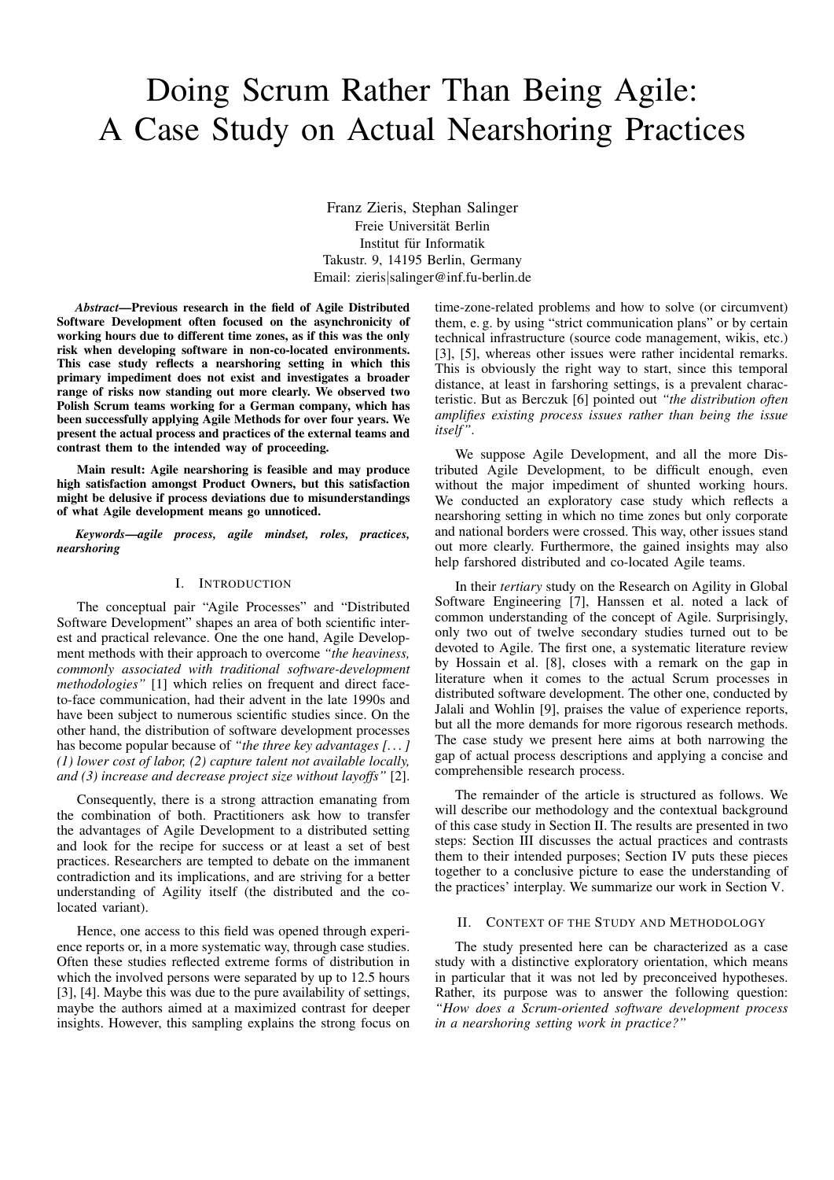# Doing Scrum Rather Than Being Agile: A Case Study on Actual Nearshoring Practices

Franz Zieris, Stephan Salinger
Freie Universität Berlin
Institut für Informatik
Takustr. 9, 14195 Berlin, Germany
Email: zieris|salinger@inf.fu-berlin.de

***Abstract*—Previous research in the field of Agile Distributed Software Development often focused on the asynchronicity of working hours due to different time zones, as if this was the only risk when developing software in non-co-located environments. This case study reflects a nearshoring setting in which this primary impediment does not exist and investigates a broader range of risks now standing out more clearly. We observed two Polish Scrum teams working for a German company, which has been successfully applying Agile Methods for over four years. We present the actual process and practices of the external teams and contrast them to the intended way of proceeding.**

**Main result: Agile nearshoring is feasible and may produce high satisfaction amongst Product Owners, but this satisfaction might be delusive if process deviations due to misunderstandings of what Agile development means go unnoticed.**

***Keywords*—agile process, agile mindset, roles, practices, nearshoring**

## I. Introduction

The conceptual pair "Agile Processes" and "Distributed Software Development" shapes an area of both scientific interest and practical relevance. One the one hand, Agile Development methods with their approach to overcome *"the heaviness, commonly associated with traditional software-development methodologies"* [1] which relies on frequent and direct face-to-face communication, had their advent in the late 1990s and have been subject to numerous scientific studies since. On the other hand, the distribution of software development processes has become popular because of *"the three key advantages [...] (1) lower cost of labor, (2) capture talent not available locally, and (3) increase and decrease project size without layoffs"* [2].

Consequently, there is a strong attraction emanating from the combination of both. Practitioners ask how to transfer the advantages of Agile Development to a distributed setting and look for the recipe for success or at least a set of best practices. Researchers are tempted to debate on the immanent contradiction and its implications, and are striving for a better understanding of Agility itself (the distributed and the co-located variant).

Hence, one access to this field was opened through experience reports or, in a more systematic way, through case studies. Often these studies reflected extreme forms of distribution in which the involved persons were separated by up to 12.5 hours [3], [4]. Maybe this was due to the pure availability of settings, maybe the authors aimed at a maximized contrast for deeper insights. However, this sampling explains the strong focus on time-zone-related problems and how to solve (or circumvent) them, e. g. by using "strict communication plans" or by certain technical infrastructure (source code management, wikis, etc.) [3], [5], whereas other issues were rather incidental remarks. This is obviously the right way to start, since this temporal distance, at least in farshoring settings, is a prevalent characteristic. But as Berczuk [6] pointed out *"the distribution often amplifies existing process issues rather than being the issue itself"*.

We suppose Agile Development, and all the more Distributed Agile Development, to be difficult enough, even without the major impediment of shunted working hours. We conducted an exploratory case study which reflects a nearshoring setting in which no time zones but only corporate and national borders were crossed. This way, other issues stand out more clearly. Furthermore, the gained insights may also help farshored distributed and co-located Agile teams.

In their *tertiary* study on the Research on Agility in Global Software Engineering [7], Hanssen et al. noted a lack of common understanding of the concept of Agile. Surprisingly, only two out of twelve secondary studies turned out to be devoted to Agile. The first one, a systematic literature review by Hossain et al. [8], closes with a remark on the gap in literature when it comes to the actual Scrum processes in distributed software development. The other one, conducted by Jalali and Wohlin [9], praises the value of experience reports, but all the more demands for more rigorous research methods. The case study we present here aims at both narrowing the gap of actual process descriptions and applying a concise and comprehensible research process.

The remainder of the article is structured as follows. We will describe our methodology and the contextual background of this case study in Section II. The results are presented in two steps: Section III discusses the actual practices and contrasts them to their intended purposes; Section IV puts these pieces together to a conclusive picture to ease the understanding of the practices' interplay. We summarize our work in Section V.

## II. Context of the Study and Methodology

The study presented here can be characterized as a case study with a distinctive exploratory orientation, which means in particular that it was not led by preconceived hypotheses. Rather, its purpose was to answer the following question: *"How does a Scrum-oriented software development process in a nearshoring setting work in practice?"*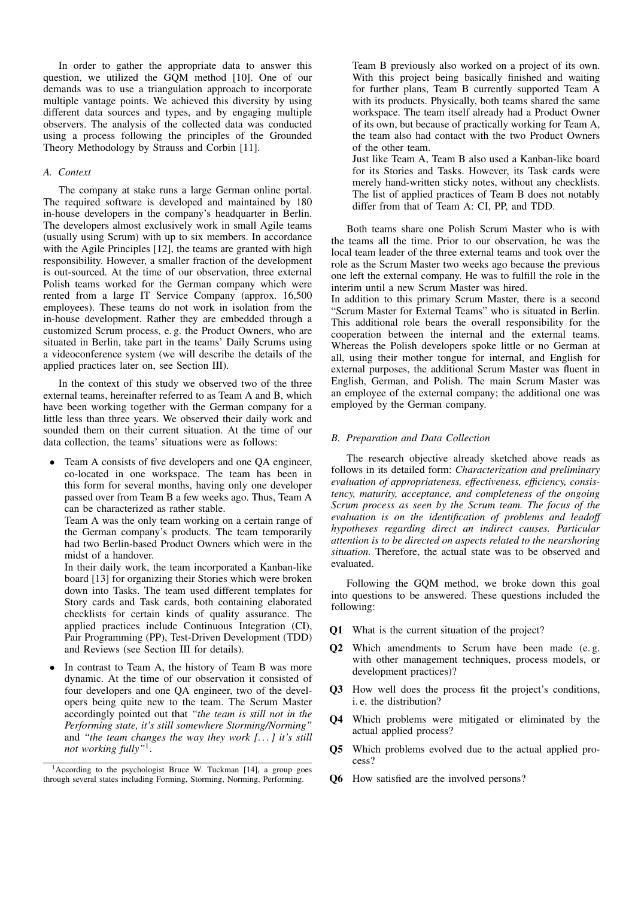In order to gather the appropriate data to answer this question, we utilized the GQM method [10]. One of our demands was to use a triangulation approach to incorporate multiple vantage points. We achieved this diversity by using different data sources and types, and by engaging multiple observers. The analysis of the collected data was conducted using a process following the principles of the Grounded Theory Methodology by Strauss and Corbin [11].

### A. Context

The company at stake runs a large German online portal. The required software is developed and maintained by 180 in-house developers in the company's headquarter in Berlin. The developers almost exclusively work in small Agile teams (usually using Scrum) with up to six members. In accordance with the Agile Principles [12], the teams are granted with high responsibility. However, a smaller fraction of the development is out-sourced. At the time of our observation, three external Polish teams worked for the German company which were rented from a large IT Service Company (approx. 16,500 employees). These teams do not work in isolation from the in-house development. Rather they are embedded through a customized Scrum process, e. g. the Product Owners, who are situated in Berlin, take part in the teams' Daily Scrums using a videoconference system (we will describe the details of the applied practices later on, see Section III).

In the context of this study we observed two of the three external teams, hereinafter referred to as Team A and B, which have been working together with the German company for a little less than three years. We observed their daily work and sounded them on their current situation. At the time of our data collection, the teams' situations were as follows:

- Team A consists of five developers and one QA engineer, co-located in one workspace. The team has been in this form for several months, having only one developer passed over from Team B a few weeks ago. Thus, Team A can be characterized as rather stable.
  Team A was the only team working on a certain range of the German company's products. The team temporarily had two Berlin-based Product Owners which were in the midst of a handover.
  In their daily work, the team incorporated a Kanban-like board [13] for organizing their Stories which were broken down into Tasks. The team used different templates for Story cards and Task cards, both containing elaborated checklists for certain kinds of quality assurance. The applied practices include Continuous Integration (CI), Pair Programming (PP), Test-Driven Development (TDD) and Reviews (see Section III for details).
- In contrast to Team A, the history of Team B was more dynamic. At the time of our observation it consisted of four developers and one QA engineer, two of the developers being quite new to the team. The Scrum Master accordingly pointed out that *"the team is still not in the Performing state, it's still somewhere Storming/Norming"* and *"the team changes the way they work [. . . ] it's still not working fully"*[1].
  Team B previously also worked on a project of its own. With this project being basically finished and waiting for further plans, Team B currently supported Team A with its products. Physically, both teams shared the same workspace. The team itself already had a Product Owner of its own, but because of practically working for Team A, the team also had contact with the two Product Owners of the other team.
  Just like Team A, Team B also used a Kanban-like board for its Stories and Tasks. However, its Task cards were merely hand-written sticky notes, without any checklists. The list of applied practices of Team B does not notably differ from that of Team A: CI, PP, and TDD.

[1] According to the psychologist Bruce W. Tuckman [14], a group goes through several states including Forming, Storming, Norming, Performing.

Both teams share one Polish Scrum Master who is with the teams all the time. Prior to our observation, he was the local team leader of the three external teams and took over the role as the Scrum Master two weeks ago because the previous one left the external company. He was to fulfill the role in the interim until a new Scrum Master was hired.
In addition to this primary Scrum Master, there is a second "Scrum Master for External Teams" who is situated in Berlin. This additional role bears the overall responsibility for the cooperation between the internal and the external teams. Whereas the Polish developers spoke little or no German at all, using their mother tongue for internal, and English for external purposes, the additional Scrum Master was fluent in English, German, and Polish. The main Scrum Master was an employee of the external company; the additional one was employed by the German company.

### B. Preparation and Data Collection

The research objective already sketched above reads as follows in its detailed form: *Characterization and preliminary evaluation of appropriateness, effectiveness, efficiency, consistency, maturity, acceptance, and completeness of the ongoing Scrum process as seen by the Scrum team. The focus of the evaluation is on the identification of problems and leadoff hypotheses regarding direct an indirect causes. Particular attention is to be directed on aspects related to the nearshoring situation.* Therefore, the actual state was to be observed and evaluated.

Following the GQM method, we broke down this goal into questions to be answered. These questions included the following:

- **Q1** What is the current situation of the project?
- **Q2** Which amendments to Scrum have been made (e. g. with other management techniques, process models, or development practices)?
- **Q3** How well does the process fit the project's conditions, i. e. the distribution?
- **Q4** Which problems were mitigated or eliminated by the actual applied process?
- **Q5** Which problems evolved due to the actual applied process?
- **Q6** How satisfied are the involved persons?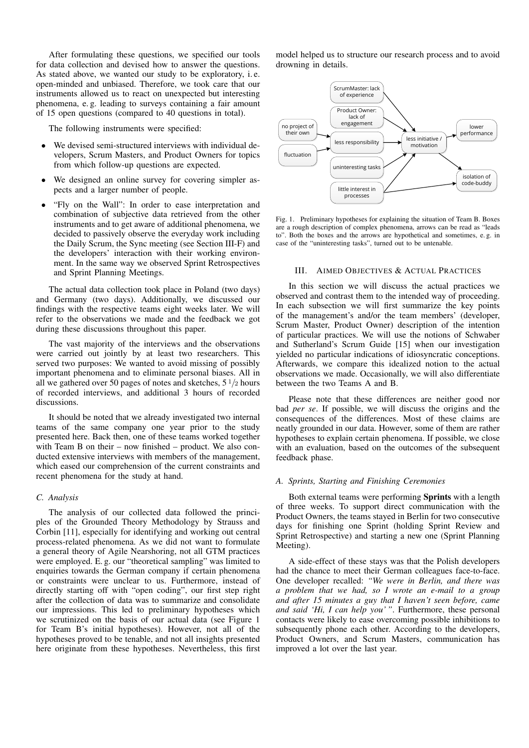After formulating these questions, we specified our tools for data collection and devised how to answer the questions. As stated above, we wanted our study to be exploratory, i. e. open-minded and unbiased. Therefore, we took care that our instruments allowed us to react on unexpected but interesting phenomena, e. g. leading to surveys containing a fair amount of 15 open questions (compared to 40 questions in total).

The following instruments were specified:

- We devised semi-structured interviews with individual developers, Scrum Masters, and Product Owners for topics from which follow-up questions are expected.
- We designed an online survey for covering simpler aspects and a larger number of people.
- "Fly on the Wall": In order to ease interpretation and combination of subjective data retrieved from the other instruments and to get aware of additional phenomena, we decided to passively observe the everyday work including the Daily Scrum, the Sync meeting (see Section III-F) and the developers' interaction with their working environment. In the same way we observed Sprint Retrospectives and Sprint Planning Meetings.

The actual data collection took place in Poland (two days) and Germany (two days). Additionally, we discussed our findings with the respective teams eight weeks later. We will refer to the observations we made and the feedback we got during these discussions throughout this paper.

The vast majority of the interviews and the observations were carried out jointly by at least two researchers. This served two purposes: We wanted to avoid missing of possibly important phenomena and to eliminate personal biases. All in all we gathered over 50 pages of notes and sketches, $5\,{}^{1}/_{2}$ hours of recorded interviews, and additional 3 hours of recorded discussions.

It should be noted that we already investigated two internal teams of the same company one year prior to the study presented here. Back then, one of these teams worked together with Team B on their – now finished – product. We also conducted extensive interviews with members of the management, which eased our comprehension of the current constraints and recent phenomena for the study at hand.

### C. Analysis

The analysis of our collected data followed the principles of the Grounded Theory Methodology by Strauss and Corbin [11], especially for identifying and working out central process-related phenomena. As we did not want to formulate a general theory of Agile Nearshoring, not all GTM practices were employed. E. g. our "theoretical sampling" was limited to enquiries towards the German company if certain phenomena or constraints were unclear to us. Furthermore, instead of directly starting off with "open coding", our first step right after the collection of data was to summarize and consolidate our impressions. This led to preliminary hypotheses which we scrutinized on the basis of our actual data (see Figure 1 for Team B's initial hypotheses). However, not all of the hypotheses proved to be tenable, and not all insights presented here originate from these hypotheses. Nevertheless, this first model helped us to structure our research process and to avoid drowning in details.

ScrumMaster: lack of experience | Product Owner: lack of engagement | no project of their own | fluctuation | less responsibility | uninteresting tasks | little interest in processes | less initiative / motivation | lower performance | isolation of code-buddy

Fig. 1. Preliminary hypotheses for explaining the situation of Team B. Boxes are a rough description of complex phenomena, arrows can be read as "leads to". Both the boxes and the arrows are hypothetical and sometimes, e. g. in case of the "uninteresting tasks", turned out to be untenable.

## III. Aimed Objectives & Actual Practices

In this section we will discuss the actual practices we observed and contrast them to the intended way of proceeding. In each subsection we will first summarize the key points of the management's and/or the team members' (developer, Scrum Master, Product Owner) description of the intention of particular practices. We will use the notions of Schwaber and Sutherland's Scrum Guide [15] when our investigation yielded no particular indications of idiosyncratic conceptions. Afterwards, we compare this idealized notion to the actual observations we made. Occasionally, we will also differentiate between the two Teams A and B.

Please note that these differences are neither good nor bad *per se*. If possible, we will discuss the origins and the consequences of the differences. Most of these claims are neatly grounded in our data. However, some of them are rather hypotheses to explain certain phenomena. If possible, we close with an evaluation, based on the outcomes of the subsequent feedback phase.

### A. Sprints, Starting and Finishing Ceremonies

Both external teams were performing **Sprints** with a length of three weeks. To support direct communication with the Product Owners, the teams stayed in Berlin for two consecutive days for finishing one Sprint (holding Sprint Review and Sprint Retrospective) and starting a new one (Sprint Planning Meeting).

A side-effect of these stays was that the Polish developers had the chance to meet their German colleagues face-to-face. One developer recalled: *"We were in Berlin, and there was a problem that we had, so I wrote an e-mail to a group and after 15 minutes a guy that I haven't seen before, came and said 'Hi, I can help you'"*. Furthermore, these personal contacts were likely to ease overcoming possible inhibitions to subsequently phone each other. According to the developers, Product Owners, and Scrum Masters, communication has improved a lot over the last year.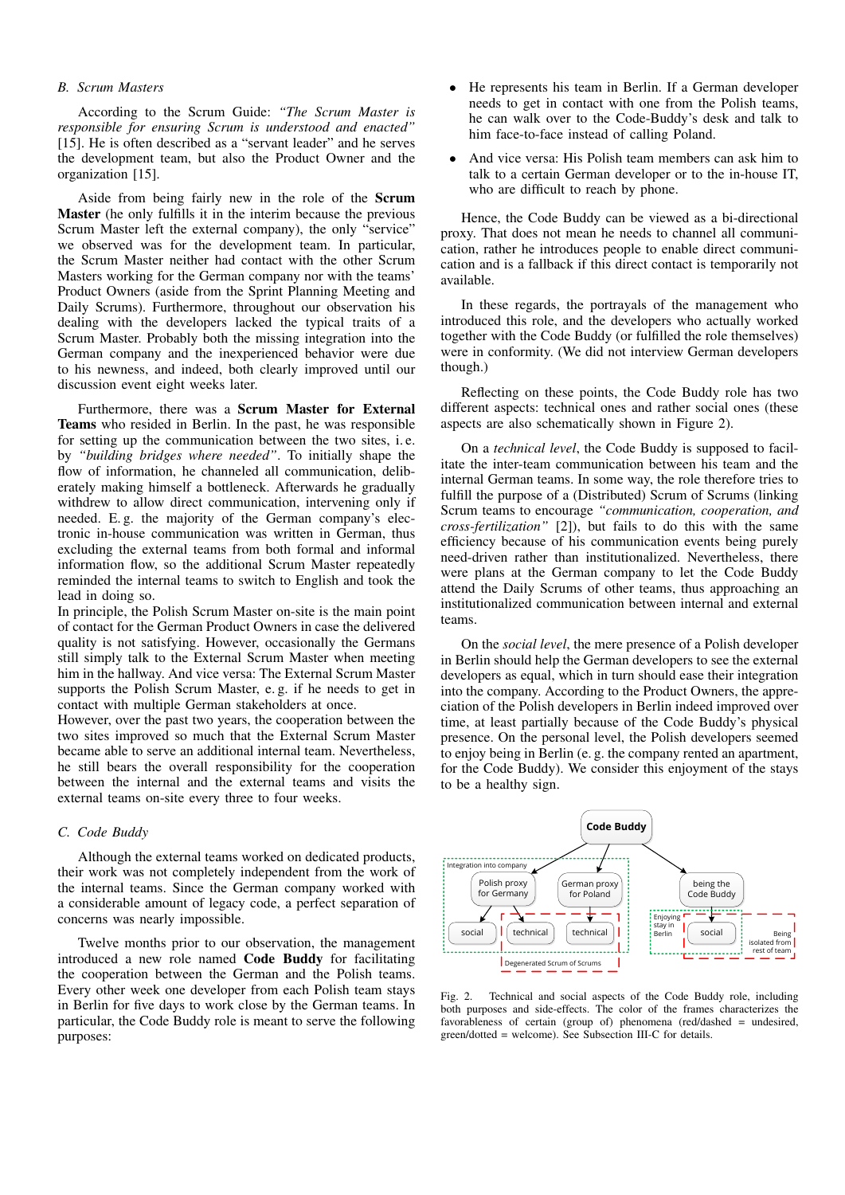### B. Scrum Masters

According to the Scrum Guide: *"The Scrum Master is responsible for ensuring Scrum is understood and enacted"* [15]. He is often described as a "servant leader" and he serves the development team, but also the Product Owner and the organization [15].

Aside from being fairly new in the role of the **Scrum Master** (he only fulfills it in the interim because the previous Scrum Master left the external company), the only "service" we observed was for the development team. In particular, the Scrum Master neither had contact with the other Scrum Masters working for the German company nor with the teams' Product Owners (aside from the Sprint Planning Meeting and Daily Scrums). Furthermore, throughout our observation his dealing with the developers lacked the typical traits of a Scrum Master. Probably both the missing integration into the German company and the inexperienced behavior were due to his newness, and indeed, both clearly improved until our discussion event eight weeks later.

Furthermore, there was a **Scrum Master for External Teams** who resided in Berlin. In the past, he was responsible for setting up the communication between the two sites, i. e. by *"building bridges where needed"*. To initially shape the flow of information, he channeled all communication, deliberately making himself a bottleneck. Afterwards he gradually withdrew to allow direct communication, intervening only if needed. E. g. the majority of the German company's electronic in-house communication was written in German, thus excluding the external teams from both formal and informal information flow, so the additional Scrum Master repeatedly reminded the internal teams to switch to English and took the lead in doing so.
In principle, the Polish Scrum Master on-site is the main point of contact for the German Product Owners in case the delivered quality is not satisfying. However, occasionally the Germans still simply talk to the External Scrum Master when meeting him in the hallway. And vice versa: The External Scrum Master supports the Polish Scrum Master, e. g. if he needs to get in contact with multiple German stakeholders at once.
However, over the past two years, the cooperation between the two sites improved so much that the External Scrum Master became able to serve an additional internal team. Nevertheless, he still bears the overall responsibility for the cooperation between the internal and the external teams and visits the external teams on-site every three to four weeks.

### C. Code Buddy

Although the external teams worked on dedicated products, their work was not completely independent from the work of the internal teams. Since the German company worked with a considerable amount of legacy code, a perfect separation of concerns was nearly impossible.

Twelve months prior to our observation, the management introduced a new role named **Code Buddy** for facilitating the cooperation between the German and the Polish teams. Every other week one developer from each Polish team stays in Berlin for five days to work close by the German teams. In particular, the Code Buddy role is meant to serve the following purposes:

- He represents his team in Berlin. If a German developer needs to get in contact with one from the Polish teams, he can walk over to the Code-Buddy's desk and talk to him face-to-face instead of calling Poland.
- And vice versa: His Polish team members can ask him to talk to a certain German developer or to the in-house IT, who are difficult to reach by phone.

Hence, the Code Buddy can be viewed as a bi-directional proxy. That does not mean he needs to channel all communication, rather he introduces people to enable direct communication and is a fallback if this direct contact is temporarily not available.

In these regards, the portrayals of the management who introduced this role, and the developers who actually worked together with the Code Buddy (or fulfilled the role themselves) were in conformity. (We did not interview German developers though.)

Reflecting on these points, the Code Buddy role has two different aspects: technical ones and rather social ones (these aspects are also schematically shown in Figure 2).

On a *technical level*, the Code Buddy is supposed to facilitate the inter-team communication between his team and the internal German teams. In some way, the role therefore tries to fulfill the purpose of a (Distributed) Scrum of Scrums (linking Scrum teams to encourage *"communication, cooperation, and cross-fertilization"* [2]), but fails to do this with the same efficiency because of his communication events being purely need-driven rather than institutionalized. Nevertheless, there were plans at the German company to let the Code Buddy attend the Daily Scrums of other teams, thus approaching an institutionalized communication between internal and external teams.

On the *social level*, the mere presence of a Polish developer in Berlin should help the German developers to see the external developers as equal, which in turn should ease their integration into the company. According to the Product Owners, the appreciation of the Polish developers in Berlin indeed improved over time, at least partially because of the Code Buddy's physical presence. On the personal level, the Polish developers seemed to enjoy being in Berlin (e. g. the company rented an apartment, for the Code Buddy). We consider this enjoyment of the stays to be a healthy sign.

Code Buddy
Integration into company
Polish proxy for Germany
German proxy for Poland
being the Code Buddy
social
technical
technical
Enjoying stay in Berlin
social
Being isolated from rest of team
Degenerated Scrum of Scrums

Fig. 2. Technical and social aspects of the Code Buddy role, including both purposes and side-effects. The color of the frames characterizes the favorableness of certain (group of) phenomena (red/dashed = undesired, green/dotted = welcome). See Subsection III-C for details.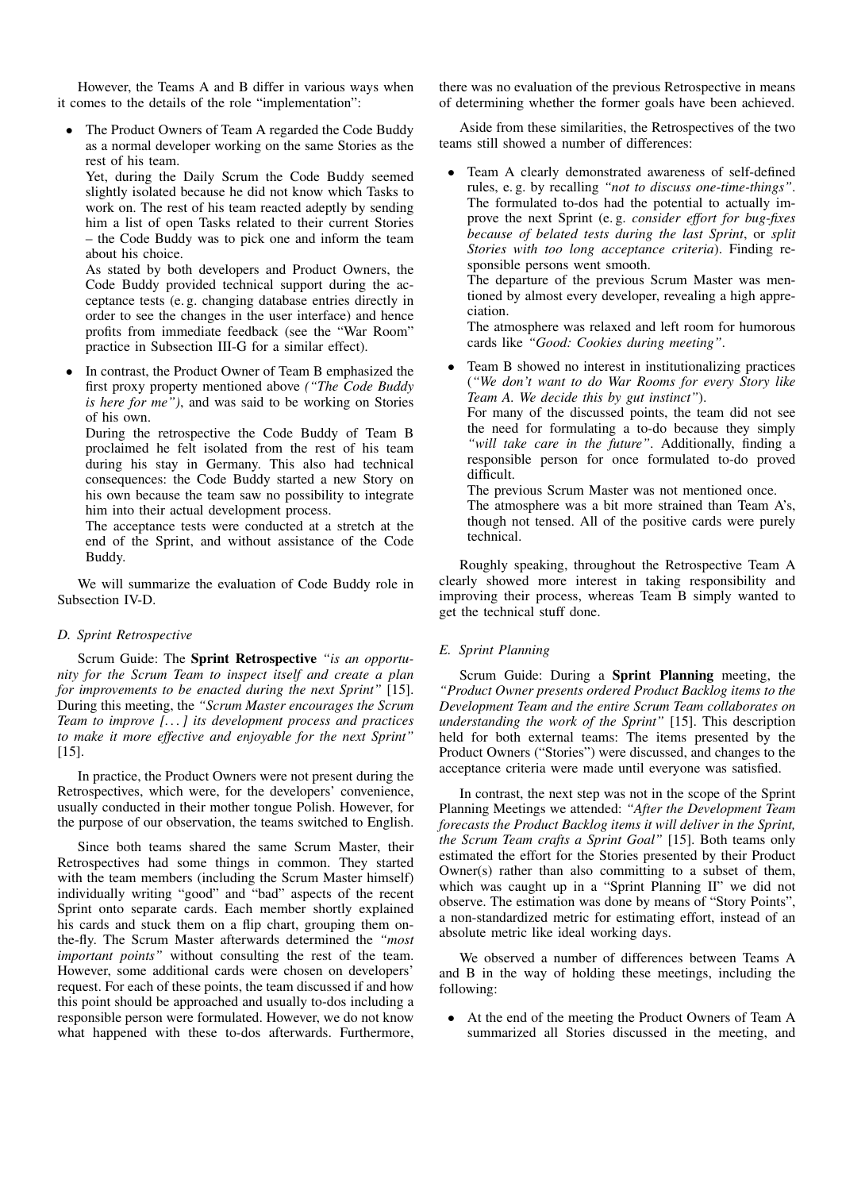However, the Teams A and B differ in various ways when it comes to the details of the role "implementation":

- The Product Owners of Team A regarded the Code Buddy as a normal developer working on the same Stories as the rest of his team.
  Yet, during the Daily Scrum the Code Buddy seemed slightly isolated because he did not know which Tasks to work on. The rest of his team reacted adeptly by sending him a list of open Tasks related to their current Stories – the Code Buddy was to pick one and inform the team about his choice.
  As stated by both developers and Product Owners, the Code Buddy provided technical support during the acceptance tests (e. g. changing database entries directly in order to see the changes in the user interface) and hence profits from immediate feedback (see the "War Room" practice in Subsection III-G for a similar effect).
- In contrast, the Product Owner of Team B emphasized the first proxy property mentioned above *("The Code Buddy is here for me")*, and was said to be working on Stories of his own.
  During the retrospective the Code Buddy of Team B proclaimed he felt isolated from the rest of his team during his stay in Germany. This also had technical consequences: the Code Buddy started a new Story on his own because the team saw no possibility to integrate him into their actual development process.
  The acceptance tests were conducted at a stretch at the end of the Sprint, and without assistance of the Code Buddy.

We will summarize the evaluation of Code Buddy role in Subsection IV-D.

### D. Sprint Retrospective

Scrum Guide: The **Sprint Retrospective** *"is an opportunity for the Scrum Team to inspect itself and create a plan for improvements to be enacted during the next Sprint"* [15]. During this meeting, the *"Scrum Master encourages the Scrum Team to improve [. . . ] its development process and practices to make it more effective and enjoyable for the next Sprint"* [15].

In practice, the Product Owners were not present during the Retrospectives, which were, for the developers' convenience, usually conducted in their mother tongue Polish. However, for the purpose of our observation, the teams switched to English.

Since both teams shared the same Scrum Master, their Retrospectives had some things in common. They started with the team members (including the Scrum Master himself) individually writing "good" and "bad" aspects of the recent Sprint onto separate cards. Each member shortly explained his cards and stuck them on a flip chart, grouping them on-the-fly. The Scrum Master afterwards determined the *"most important points"* without consulting the rest of the team. However, some additional cards were chosen on developers' request. For each of these points, the team discussed if and how this point should be approached and usually to-dos including a responsible person were formulated. However, we do not know what happened with these to-dos afterwards. Furthermore, there was no evaluation of the previous Retrospective in means of determining whether the former goals have been achieved.

Aside from these similarities, the Retrospectives of the two teams still showed a number of differences:

- Team A clearly demonstrated awareness of self-defined rules, e. g. by recalling *"not to discuss one-time-things"*. The formulated to-dos had the potential to actually improve the next Sprint (e. g. *consider effort for bug-fixes because of belated tests during the last Sprint*, or *split Stories with too long acceptance criteria*). Finding responsible persons went smooth.
  The departure of the previous Scrum Master was mentioned by almost every developer, revealing a high appreciation.
  The atmosphere was relaxed and left room for humorous cards like *"Good: Cookies during meeting"*.
- Team B showed no interest in institutionalizing practices (*"We don't want to do War Rooms for every Story like Team A. We decide this by gut instinct"*).
  For many of the discussed points, the team did not see the need for formulating a to-do because they simply *"will take care in the future"*. Additionally, finding a responsible person for once formulated to-do proved difficult.
  The previous Scrum Master was not mentioned once.
  The atmosphere was a bit more strained than Team A's, though not tensed. All of the positive cards were purely technical.

Roughly speaking, throughout the Retrospective Team A clearly showed more interest in taking responsibility and improving their process, whereas Team B simply wanted to get the technical stuff done.

### E. Sprint Planning

Scrum Guide: During a **Sprint Planning** meeting, the *"Product Owner presents ordered Product Backlog items to the Development Team and the entire Scrum Team collaborates on understanding the work of the Sprint"* [15]. This description held for both external teams: The items presented by the Product Owners ("Stories") were discussed, and changes to the acceptance criteria were made until everyone was satisfied.

In contrast, the next step was not in the scope of the Sprint Planning Meetings we attended: *"After the Development Team forecasts the Product Backlog items it will deliver in the Sprint, the Scrum Team crafts a Sprint Goal"* [15]. Both teams only estimated the effort for the Stories presented by their Product Owner(s) rather than also committing to a subset of them, which was caught up in a "Sprint Planning II" we did not observe. The estimation was done by means of "Story Points", a non-standardized metric for estimating effort, instead of an absolute metric like ideal working days.

We observed a number of differences between Teams A and B in the way of holding these meetings, including the following:

- At the end of the meeting the Product Owners of Team A summarized all Stories discussed in the meeting, and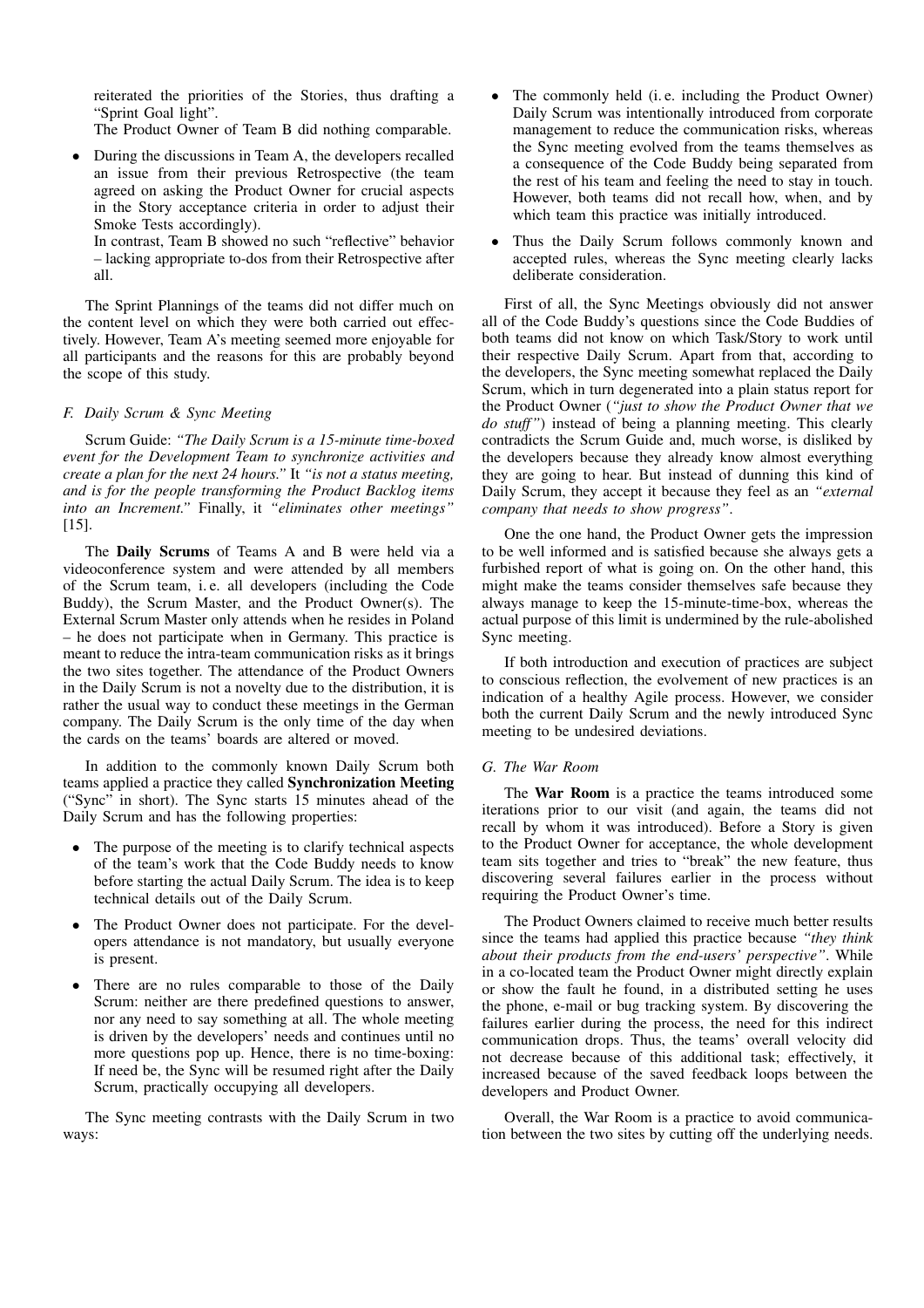reiterated the priorities of the Stories, thus drafting a "Sprint Goal light".

The Product Owner of Team B did nothing comparable.

- During the discussions in Team A, the developers recalled an issue from their previous Retrospective (the team agreed on asking the Product Owner for crucial aspects in the Story acceptance criteria in order to adjust their Smoke Tests accordingly).

  In contrast, Team B showed no such "reflective" behavior – lacking appropriate to-dos from their Retrospective after all.

The Sprint Plannings of the teams did not differ much on the content level on which they were both carried out effectively. However, Team A's meeting seemed more enjoyable for all participants and the reasons for this are probably beyond the scope of this study.

### *F. Daily Scrum & Sync Meeting*

Scrum Guide: *"The Daily Scrum is a 15-minute time-boxed event for the Development Team to synchronize activities and create a plan for the next 24 hours."* It *"is not a status meeting, and is for the people transforming the Product Backlog items into an Increment."* Finally, it *"eliminates other meetings"* [15].

The **Daily Scrums** of Teams A and B were held via a videoconference system and were attended by all members of the Scrum team, i. e. all developers (including the Code Buddy), the Scrum Master, and the Product Owner(s). The External Scrum Master only attends when he resides in Poland – he does not participate when in Germany. This practice is meant to reduce the intra-team communication risks as it brings the two sites together. The attendance of the Product Owners in the Daily Scrum is not a novelty due to the distribution, it is rather the usual way to conduct these meetings in the German company. The Daily Scrum is the only time of the day when the cards on the teams' boards are altered or moved.

In addition to the commonly known Daily Scrum both teams applied a practice they called **Synchronization Meeting** ("Sync" in short). The Sync starts 15 minutes ahead of the Daily Scrum and has the following properties:

- The purpose of the meeting is to clarify technical aspects of the team's work that the Code Buddy needs to know before starting the actual Daily Scrum. The idea is to keep technical details out of the Daily Scrum.
- The Product Owner does not participate. For the developers attendance is not mandatory, but usually everyone is present.
- There are no rules comparable to those of the Daily Scrum: neither are there predefined questions to answer, nor any need to say something at all. The whole meeting is driven by the developers' needs and continues until no more questions pop up. Hence, there is no time-boxing: If need be, the Sync will be resumed right after the Daily Scrum, practically occupying all developers.

The Sync meeting contrasts with the Daily Scrum in two ways:

- The commonly held (i. e. including the Product Owner) Daily Scrum was intentionally introduced from corporate management to reduce the communication risks, whereas the Sync meeting evolved from the teams themselves as a consequence of the Code Buddy being separated from the rest of his team and feeling the need to stay in touch. However, both teams did not recall how, when, and by which team this practice was initially introduced.
- Thus the Daily Scrum follows commonly known and accepted rules, whereas the Sync meeting clearly lacks deliberate consideration.

First of all, the Sync Meetings obviously did not answer all of the Code Buddy's questions since the Code Buddies of both teams did not know on which Task/Story to work until their respective Daily Scrum. Apart from that, according to the developers, the Sync meeting somewhat replaced the Daily Scrum, which in turn degenerated into a plain status report for the Product Owner (*"just to show the Product Owner that we do stuff"*) instead of being a planning meeting. This clearly contradicts the Scrum Guide and, much worse, is disliked by the developers because they already know almost everything they are going to hear. But instead of dunning this kind of Daily Scrum, they accept it because they feel as an *"external company that needs to show progress"*.

One the one hand, the Product Owner gets the impression to be well informed and is satisfied because she always gets a furbished report of what is going on. On the other hand, this might make the teams consider themselves safe because they always manage to keep the 15-minute-time-box, whereas the actual purpose of this limit is undermined by the rule-abolished Sync meeting.

If both introduction and execution of practices are subject to conscious reflection, the evolvement of new practices is an indication of a healthy Agile process. However, we consider both the current Daily Scrum and the newly introduced Sync meeting to be undesired deviations.

### *G. The War Room*

The **War Room** is a practice the teams introduced some iterations prior to our visit (and again, the teams did not recall by whom it was introduced). Before a Story is given to the Product Owner for acceptance, the whole development team sits together and tries to "break" the new feature, thus discovering several failures earlier in the process without requiring the Product Owner's time.

The Product Owners claimed to receive much better results since the teams had applied this practice because *"they think about their products from the end-users' perspective"*. While in a co-located team the Product Owner might directly explain or show the fault he found, in a distributed setting he uses the phone, e-mail or bug tracking system. By discovering the failures earlier during the process, the need for this indirect communication drops. Thus, the teams' overall velocity did not decrease because of this additional task; effectively, it increased because of the saved feedback loops between the developers and Product Owner.

Overall, the War Room is a practice to avoid communication between the two sites by cutting off the underlying needs.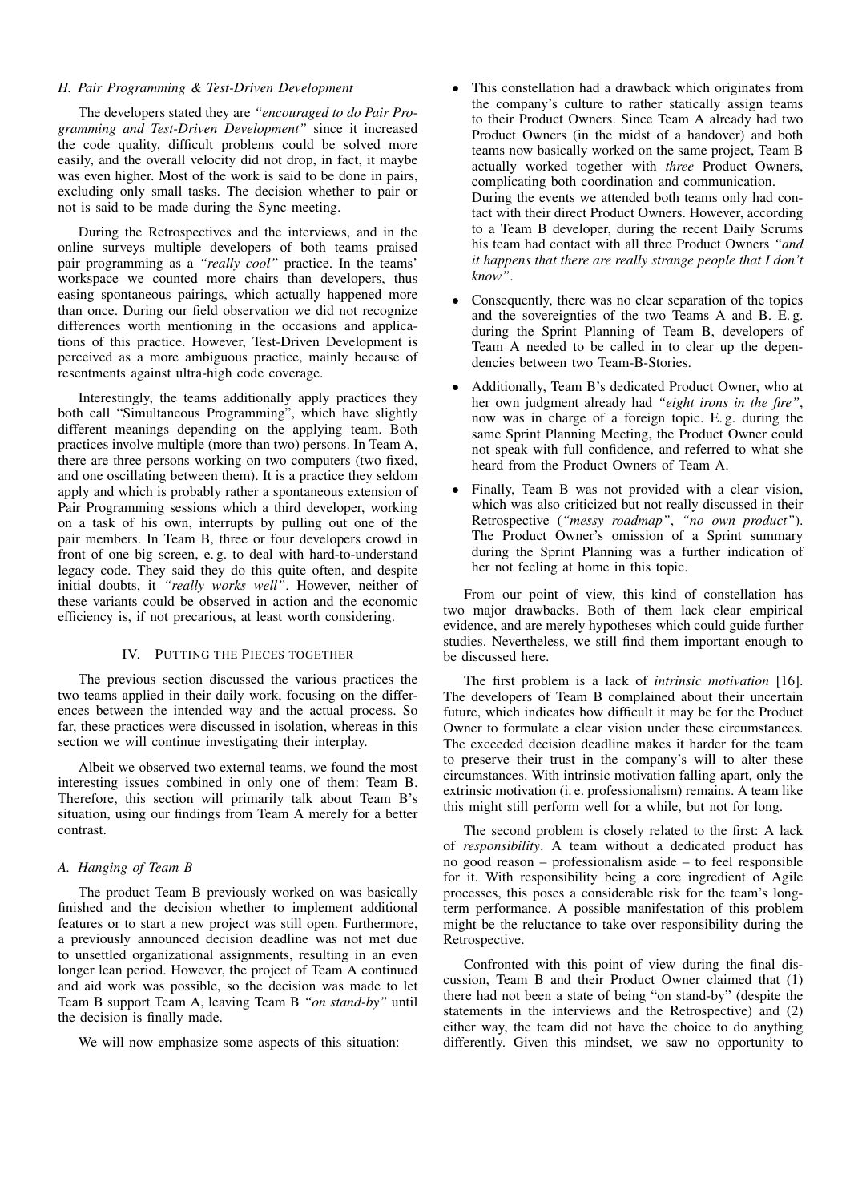### H. Pair Programming & Test-Driven Development

The developers stated they are *"encouraged to do Pair Programming and Test-Driven Development"* since it increased the code quality, difficult problems could be solved more easily, and the overall velocity did not drop, in fact, it maybe was even higher. Most of the work is said to be done in pairs, excluding only small tasks. The decision whether to pair or not is said to be made during the Sync meeting.

During the Retrospectives and the interviews, and in the online surveys multiple developers of both teams praised pair programming as a *"really cool"* practice. In the teams' workspace we counted more chairs than developers, thus easing spontaneous pairings, which actually happened more than once. During our field observation we did not recognize differences worth mentioning in the occasions and applications of this practice. However, Test-Driven Development is perceived as a more ambiguous practice, mainly because of resentments against ultra-high code coverage.

Interestingly, the teams additionally apply practices they both call "Simultaneous Programming", which have slightly different meanings depending on the applying team. Both practices involve multiple (more than two) persons. In Team A, there are three persons working on two computers (two fixed, and one oscillating between them). It is a practice they seldom apply and which is probably rather a spontaneous extension of Pair Programming sessions which a third developer, working on a task of his own, interrupts by pulling out one of the pair members. In Team B, three or four developers crowd in front of one big screen, e. g. to deal with hard-to-understand legacy code. They said they do this quite often, and despite initial doubts, it *"really works well"*. However, neither of these variants could be observed in action and the economic efficiency is, if not precarious, at least worth considering.

## IV. Putting the Pieces together

The previous section discussed the various practices the two teams applied in their daily work, focusing on the differences between the intended way and the actual process. So far, these practices were discussed in isolation, whereas in this section we will continue investigating their interplay.

Albeit we observed two external teams, we found the most interesting issues combined in only one of them: Team B. Therefore, this section will primarily talk about Team B's situation, using our findings from Team A merely for a better contrast.

### A. Hanging of Team B

The product Team B previously worked on was basically finished and the decision whether to implement additional features or to start a new project was still open. Furthermore, a previously announced decision deadline was not met due to unsettled organizational assignments, resulting in an even longer lean period. However, the project of Team A continued and aid work was possible, so the decision was made to let Team B support Team A, leaving Team B *"on stand-by"* until the decision is finally made.

We will now emphasize some aspects of this situation:

- This constellation had a drawback which originates from the company's culture to rather statically assign teams to their Product Owners. Since Team A already had two Product Owners (in the midst of a handover) and both teams now basically worked on the same project, Team B actually worked together with *three* Product Owners, complicating both coordination and communication.
  During the events we attended both teams only had contact with their direct Product Owners. However, according to a Team B developer, during the recent Daily Scrums his team had contact with all three Product Owners *"and it happens that there are really strange people that I don't know"*.
- Consequently, there was no clear separation of the topics and the sovereignties of the two Teams A and B. E. g. during the Sprint Planning of Team B, developers of Team A needed to be called in to clear up the dependencies between two Team-B-Stories.
- Additionally, Team B's dedicated Product Owner, who at her own judgment already had *"eight irons in the fire"*, now was in charge of a foreign topic. E. g. during the same Sprint Planning Meeting, the Product Owner could not speak with full confidence, and referred to what she heard from the Product Owners of Team A.
- Finally, Team B was not provided with a clear vision, which was also criticized but not really discussed in their Retrospective (*"messy roadmap"*, *"no own product"*). The Product Owner's omission of a Sprint summary during the Sprint Planning was a further indication of her not feeling at home in this topic.

From our point of view, this kind of constellation has two major drawbacks. Both of them lack clear empirical evidence, and are merely hypotheses which could guide further studies. Nevertheless, we still find them important enough to be discussed here.

The first problem is a lack of *intrinsic motivation* [16]. The developers of Team B complained about their uncertain future, which indicates how difficult it may be for the Product Owner to formulate a clear vision under these circumstances. The exceeded decision deadline makes it harder for the team to preserve their trust in the company's will to alter these circumstances. With intrinsic motivation falling apart, only the extrinsic motivation (i. e. professionalism) remains. A team like this might still perform well for a while, but not for long.

The second problem is closely related to the first: A lack of *responsibility*. A team without a dedicated product has no good reason – professionalism aside – to feel responsible for it. With responsibility being a core ingredient of Agile processes, this poses a considerable risk for the team's long-term performance. A possible manifestation of this problem might be the reluctance to take over responsibility during the Retrospective.

Confronted with this point of view during the final discussion, Team B and their Product Owner claimed that (1) there had not been a state of being "on stand-by" (despite the statements in the interviews and the Retrospective) and (2) either way, the team did not have the choice to do anything differently. Given this mindset, we saw no opportunity to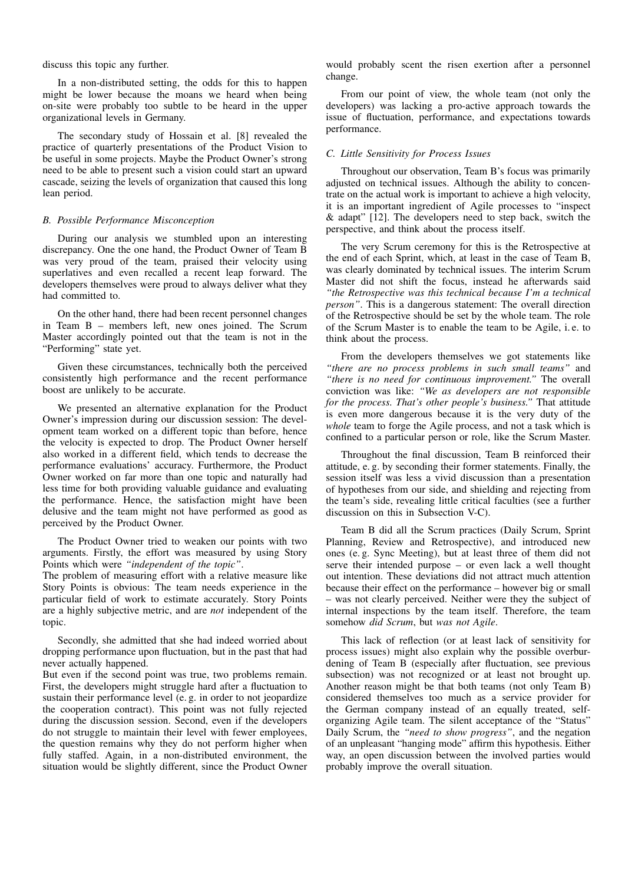discuss this topic any further.

In a non-distributed setting, the odds for this to happen might be lower because the moans we heard when being on-site were probably too subtle to be heard in the upper organizational levels in Germany.

The secondary study of Hossain et al. [8] revealed the practice of quarterly presentations of the Product Vision to be useful in some projects. Maybe the Product Owner's strong need to be able to present such a vision could start an upward cascade, seizing the levels of organization that caused this long lean period.

### B. Possible Performance Misconception

During our analysis we stumbled upon an interesting discrepancy. One the one hand, the Product Owner of Team B was very proud of the team, praised their velocity using superlatives and even recalled a recent leap forward. The developers themselves were proud to always deliver what they had committed to.

On the other hand, there had been recent personnel changes in Team B – members left, new ones joined. The Scrum Master accordingly pointed out that the team is not in the "Performing" state yet.

Given these circumstances, technically both the perceived consistently high performance and the recent performance boost are unlikely to be accurate.

We presented an alternative explanation for the Product Owner's impression during our discussion session: The development team worked on a different topic than before, hence the velocity is expected to drop. The Product Owner herself also worked in a different field, which tends to decrease the performance evaluations' accuracy. Furthermore, the Product Owner worked on far more than one topic and naturally had less time for both providing valuable guidance and evaluating the performance. Hence, the satisfaction might have been delusive and the team might not have performed as good as perceived by the Product Owner.

The Product Owner tried to weaken our points with two arguments. Firstly, the effort was measured by using Story Points which were *"independent of the topic"*.
The problem of measuring effort with a relative measure like Story Points is obvious: The team needs experience in the particular field of work to estimate accurately. Story Points are a highly subjective metric, and are *not* independent of the topic.

Secondly, she admitted that she had indeed worried about dropping performance upon fluctuation, but in the past that had never actually happened.
But even if the second point was true, two problems remain. First, the developers might struggle hard after a fluctuation to sustain their performance level (e. g. in order to not jeopardize the cooperation contract). This point was not fully rejected during the discussion session. Second, even if the developers do not struggle to maintain their level with fewer employees, the question remains why they do not perform higher when fully staffed. Again, in a non-distributed environment, the situation would be slightly different, since the Product Owner would probably scent the risen exertion after a personnel change.

From our point of view, the whole team (not only the developers) was lacking a pro-active approach towards the issue of fluctuation, performance, and expectations towards performance.

### C. Little Sensitivity for Process Issues

Throughout our observation, Team B's focus was primarily adjusted on technical issues. Although the ability to concentrate on the actual work is important to achieve a high velocity, it is an important ingredient of Agile processes to "inspect & adapt" [12]. The developers need to step back, switch the perspective, and think about the process itself.

The very Scrum ceremony for this is the Retrospective at the end of each Sprint, which, at least in the case of Team B, was clearly dominated by technical issues. The interim Scrum Master did not shift the focus, instead he afterwards said *"the Retrospective was this technical because I'm a technical person"*. This is a dangerous statement: The overall direction of the Retrospective should be set by the whole team. The role of the Scrum Master is to enable the team to be Agile, i. e. to think about the process.

From the developers themselves we got statements like *"there are no process problems in such small teams"* and *"there is no need for continuous improvement."* The overall conviction was like: *"We as developers are not responsible for the process. That's other people's business."* That attitude is even more dangerous because it is the very duty of the *whole* team to forge the Agile process, and not a task which is confined to a particular person or role, like the Scrum Master.

Throughout the final discussion, Team B reinforced their attitude, e. g. by seconding their former statements. Finally, the session itself was less a vivid discussion than a presentation of hypotheses from our side, and shielding and rejecting from the team's side, revealing little critical faculties (see a further discussion on this in Subsection V-C).

Team B did all the Scrum practices (Daily Scrum, Sprint Planning, Review and Retrospective), and introduced new ones (e. g. Sync Meeting), but at least three of them did not serve their intended purpose – or even lack a well thought out intention. These deviations did not attract much attention because their effect on the performance – however big or small – was not clearly perceived. Neither were they the subject of internal inspections by the team itself. Therefore, the team somehow *did Scrum*, but *was not Agile*.

This lack of reflection (or at least lack of sensitivity for process issues) might also explain why the possible overburdening of Team B (especially after fluctuation, see previous subsection) was not recognized or at least not brought up. Another reason might be that both teams (not only Team B) considered themselves too much as a service provider for the German company instead of an equally treated, self-organizing Agile team. The silent acceptance of the "Status" Daily Scrum, the *"need to show progress"*, and the negation of an unpleasant "hanging mode" affirm this hypothesis. Either way, an open discussion between the involved parties would probably improve the overall situation.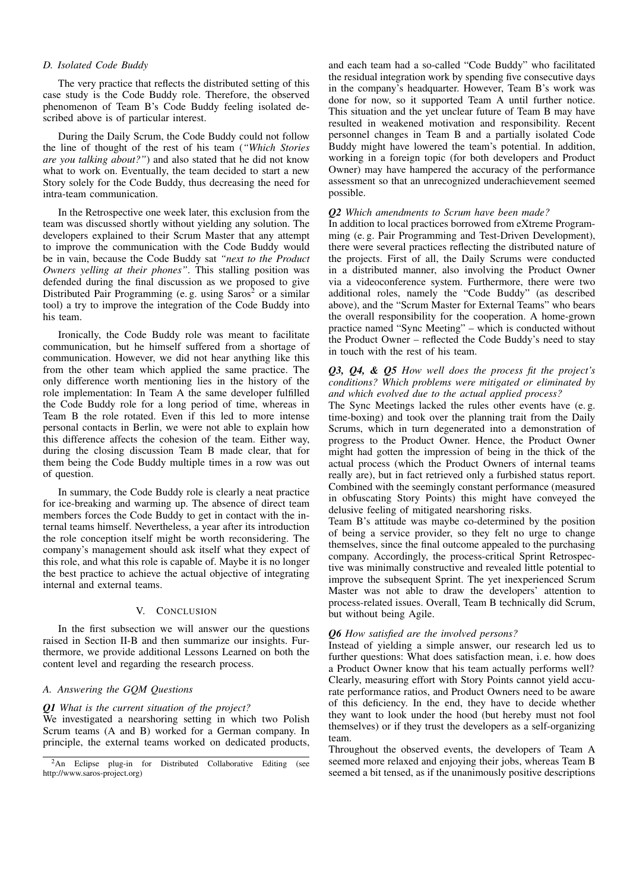### D. Isolated Code Buddy

The very practice that reflects the distributed setting of this case study is the Code Buddy role. Therefore, the observed phenomenon of Team B's Code Buddy feeling isolated described above is of particular interest.

During the Daily Scrum, the Code Buddy could not follow the line of thought of the rest of his team (*"Which Stories are you talking about?"*) and also stated that he did not know what to work on. Eventually, the team decided to start a new Story solely for the Code Buddy, thus decreasing the need for intra-team communication.

In the Retrospective one week later, this exclusion from the team was discussed shortly without yielding any solution. The developers explained to their Scrum Master that any attempt to improve the communication with the Code Buddy would be in vain, because the Code Buddy sat *"next to the Product Owners yelling at their phones"*. This stalling position was defended during the final discussion as we proposed to give Distributed Pair Programming (e. g. using Saros[2] or a similar tool) a try to improve the integration of the Code Buddy into his team.

Ironically, the Code Buddy role was meant to facilitate communication, but he himself suffered from a shortage of communication. However, we did not hear anything like this from the other team which applied the same practice. The only difference worth mentioning lies in the history of the role implementation: In Team A the same developer fulfilled the Code Buddy role for a long period of time, whereas in Team B the role rotated. Even if this led to more intense personal contacts in Berlin, we were not able to explain how this difference affects the cohesion of the team. Either way, during the closing discussion Team B made clear, that for them being the Code Buddy multiple times in a row was out of question.

In summary, the Code Buddy role is clearly a neat practice for ice-breaking and warming up. The absence of direct team members forces the Code Buddy to get in contact with the internal teams himself. Nevertheless, a year after its introduction the role conception itself might be worth reconsidering. The company's management should ask itself what they expect of this role, and what this role is capable of. Maybe it is no longer the best practice to achieve the actual objective of integrating internal and external teams.

## V. Conclusion

In the first subsection we will answer our the questions raised in Section II-B and then summarize our insights. Furthermore, we provide additional Lessons Learned on both the content level and regarding the research process.

### A. Answering the GQM Questions

***Q1*** *What is the current situation of the project?*
We investigated a nearshoring setting in which two Polish Scrum teams (A and B) worked for a German company. In principle, the external teams worked on dedicated products, and each team had a so-called "Code Buddy" who facilitated the residual integration work by spending five consecutive days in the company's headquarter. However, Team B's work was done for now, so it supported Team A until further notice. This situation and the yet unclear future of Team B may have resulted in weakened motivation and responsibility. Recent personnel changes in Team B and a partially isolated Code Buddy might have lowered the team's potential. In addition, working in a foreign topic (for both developers and Product Owner) may have hampered the accuracy of the performance assessment so that an unrecognized underachievement seemed possible.

***Q2*** *Which amendments to Scrum have been made?*
In addition to local practices borrowed from eXtreme Programming (e. g. Pair Programming and Test-Driven Development), there were several practices reflecting the distributed nature of the projects. First of all, the Daily Scrums were conducted in a distributed manner, also involving the Product Owner via a videoconference system. Furthermore, there were two additional roles, namely the "Code Buddy" (as described above), and the "Scrum Master for External Teams" who bears the overall responsibility for the cooperation. A home-grown practice named "Sync Meeting" – which is conducted without the Product Owner – reflected the Code Buddy's need to stay in touch with the rest of his team.

***Q3, Q4, & Q5*** *How well does the process fit the project's conditions? Which problems were mitigated or eliminated by and which evolved due to the actual applied process?*
The Sync Meetings lacked the rules other events have (e. g. time-boxing) and took over the planning trait from the Daily Scrums, which in turn degenerated into a demonstration of progress to the Product Owner. Hence, the Product Owner might had gotten the impression of being in the thick of the actual process (which the Product Owners of internal teams really are), but in fact retrieved only a furbished status report. Combined with the seemingly constant performance (measured in obfuscating Story Points) this might have conveyed the delusive feeling of mitigated nearshoring risks.
Team B's attitude was maybe co-determined by the position of being a service provider, so they felt no urge to change themselves, since the final outcome appealed to the purchasing company. Accordingly, the process-critical Sprint Retrospective was minimally constructive and revealed little potential to improve the subsequent Sprint. The yet inexperienced Scrum Master was not able to draw the developers' attention to process-related issues. Overall, Team B technically did Scrum, but without being Agile.

***Q6*** *How satisfied are the involved persons?*
Instead of yielding a simple answer, our research led us to further questions: What does satisfaction mean, i. e. how does a Product Owner know that his team actually performs well? Clearly, measuring effort with Story Points cannot yield accurate performance ratios, and Product Owners need to be aware of this deficiency. In the end, they have to decide whether they want to look under the hood (but hereby must not fool themselves) or if they trust the developers as a self-organizing team.
Throughout the observed events, the developers of Team A seemed more relaxed and enjoying their jobs, whereas Team B seemed a bit tensed, as if the unanimously positive descriptions

[2] An Eclipse plug-in for Distributed Collaborative Editing (see http://www.saros-project.org)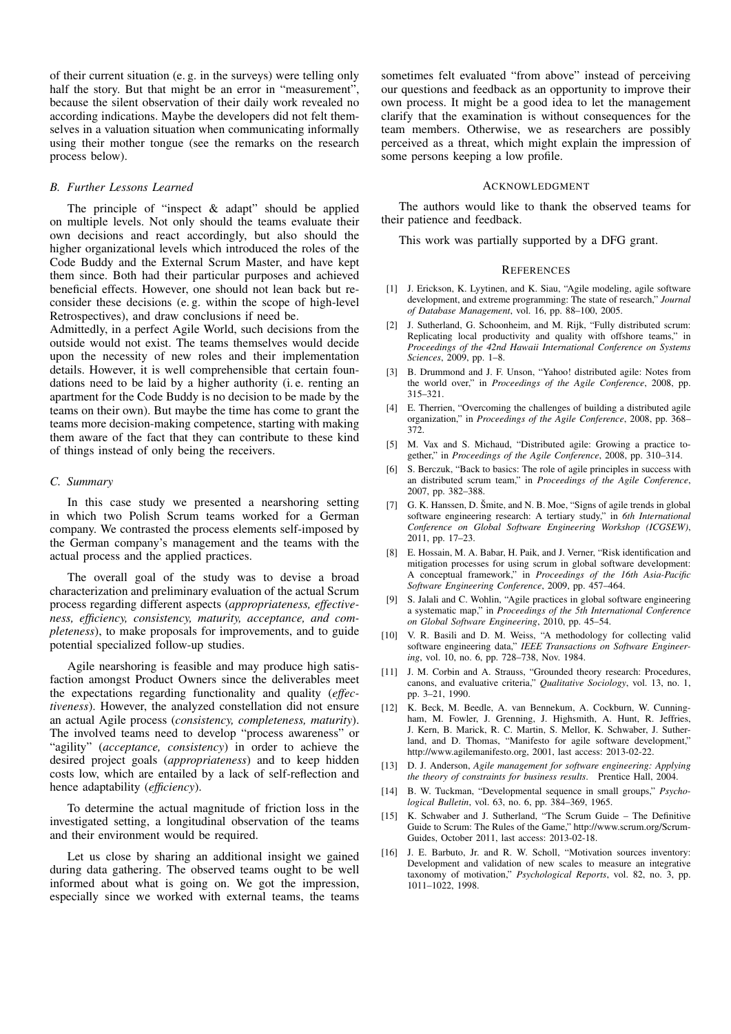of their current situation (e. g. in the surveys) were telling only half the story. But that might be an error in "measurement", because the silent observation of their daily work revealed no according indications. Maybe the developers did not felt themselves in a valuation situation when communicating informally using their mother tongue (see the remarks on the research process below).

### *B. Further Lessons Learned*

The principle of "inspect & adapt" should be applied on multiple levels. Not only should the teams evaluate their own decisions and react accordingly, but also should the higher organizational levels which introduced the roles of the Code Buddy and the External Scrum Master, and have kept them since. Both had their particular purposes and achieved beneficial effects. However, one should not lean back but reconsider these decisions (e. g. within the scope of high-level Retrospectives), and draw conclusions if need be.
Admittedly, in a perfect Agile World, such decisions from the outside would not exist. The teams themselves would decide upon the necessity of new roles and their implementation details. However, it is well comprehensible that certain foundations need to be laid by a higher authority (i. e. renting an apartment for the Code Buddy is no decision to be made by the teams on their own). But maybe the time has come to grant the teams more decision-making competence, starting with making them aware of the fact that they can contribute to these kind of things instead of only being the receivers.

### *C. Summary*

In this case study we presented a nearshoring setting in which two Polish Scrum teams worked for a German company. We contrasted the process elements self-imposed by the German company's management and the teams with the actual process and the applied practices.

The overall goal of the study was to devise a broad characterization and preliminary evaluation of the actual Scrum process regarding different aspects (*appropriateness, effectiveness, efficiency, consistency, maturity, acceptance, and completeness*), to make proposals for improvements, and to guide potential specialized follow-up studies.

Agile nearshoring is feasible and may produce high satisfaction amongst Product Owners since the deliverables meet the expectations regarding functionality and quality (*effectiveness*). However, the analyzed constellation did not ensure an actual Agile process (*consistency, completeness, maturity*). The involved teams need to develop "process awareness" or "agility" (*acceptance, consistency*) in order to achieve the desired project goals (*appropriateness*) and to keep hidden costs low, which are entailed by a lack of self-reflection and hence adaptability (*efficiency*).

To determine the actual magnitude of friction loss in the investigated setting, a longitudinal observation of the teams and their environment would be required.

Let us close by sharing an additional insight we gained during data gathering. The observed teams ought to be well informed about what is going on. We got the impression, especially since we worked with external teams, the teams sometimes felt evaluated "from above" instead of perceiving our questions and feedback as an opportunity to improve their own process. It might be a good idea to let the management clarify that the examination is without consequences for the team members. Otherwise, we as researchers are possibly perceived as a threat, which might explain the impression of some persons keeping a low profile.

## Acknowledgment

The authors would like to thank the observed teams for their patience and feedback.

This work was partially supported by a DFG grant.

## References

[1] J. Erickson, K. Lyytinen, and K. Siau, "Agile modeling, agile software development, and extreme programming: The state of research," *Journal of Database Management*, vol. 16, pp. 88–100, 2005.

[2] J. Sutherland, G. Schoonheim, and M. Rijk, "Fully distributed scrum: Replicating local productivity and quality with offshore teams," in *Proceedings of the 42nd Hawaii International Conference on Systems Sciences*, 2009, pp. 1–8.

[3] B. Drummond and J. F. Unson, "Yahoo! distributed agile: Notes from the world over," in *Proceedings of the Agile Conference*, 2008, pp. 315–321.

[4] E. Therrien, "Overcoming the challenges of building a distributed agile organization," in *Proceedings of the Agile Conference*, 2008, pp. 368–372.

[5] M. Vax and S. Michaud, "Distributed agile: Growing a practice together," in *Proceedings of the Agile Conference*, 2008, pp. 310–314.

[6] S. Berczuk, "Back to basics: The role of agile principles in success with an distributed scrum team," in *Proceedings of the Agile Conference*, 2007, pp. 382–388.

[7] G. K. Hanssen, D. Šmite, and N. B. Moe, "Signs of agile trends in global software engineering research: A tertiary study," in *6th International Conference on Global Software Engineering Workshop (ICGSEW)*, 2011, pp. 17–23.

[8] E. Hossain, M. A. Babar, H. Paik, and J. Verner, "Risk identification and mitigation processes for using scrum in global software development: A conceptual framework," in *Proceedings of the 16th Asia-Pacific Software Engineering Conference*, 2009, pp. 457–464.

[9] S. Jalali and C. Wohlin, "Agile practices in global software engineering a systematic map," in *Proceedings of the 5th International Conference on Global Software Engineering*, 2010, pp. 45–54.

[10] V. R. Basili and D. M. Weiss, "A methodology for collecting valid software engineering data," *IEEE Transactions on Software Engineering*, vol. 10, no. 6, pp. 728–738, Nov. 1984.

[11] J. M. Corbin and A. Strauss, "Grounded theory research: Procedures, canons, and evaluative criteria," *Qualitative Sociology*, vol. 13, no. 1, pp. 3–21, 1990.

[12] K. Beck, M. Beedle, A. van Bennekum, A. Cockburn, W. Cunningham, M. Fowler, J. Grenning, J. Highsmith, A. Hunt, R. Jeffries, J. Kern, B. Marick, R. C. Martin, S. Mellor, K. Schwaber, J. Sutherland, and D. Thomas, "Manifesto for agile software development," http://www.agilemanifesto.org, 2001, last access: 2013-02-22.

[13] D. J. Anderson, *Agile management for software engineering: Applying the theory of constraints for business results*. Prentice Hall, 2004.

[14] B. W. Tuckman, "Developmental sequence in small groups," *Psychological Bulletin*, vol. 63, no. 6, pp. 384–369, 1965.

[15] K. Schwaber and J. Sutherland, "The Scrum Guide – The Definitive Guide to Scrum: The Rules of the Game," http://www.scrum.org/Scrum-Guides, October 2011, last access: 2013-02-18.

[16] J. E. Barbuto, Jr. and R. W. Scholl, "Motivation sources inventory: Development and validation of new scales to measure an integrative taxonomy of motivation," *Psychological Reports*, vol. 82, no. 3, pp. 1011–1022, 1998.